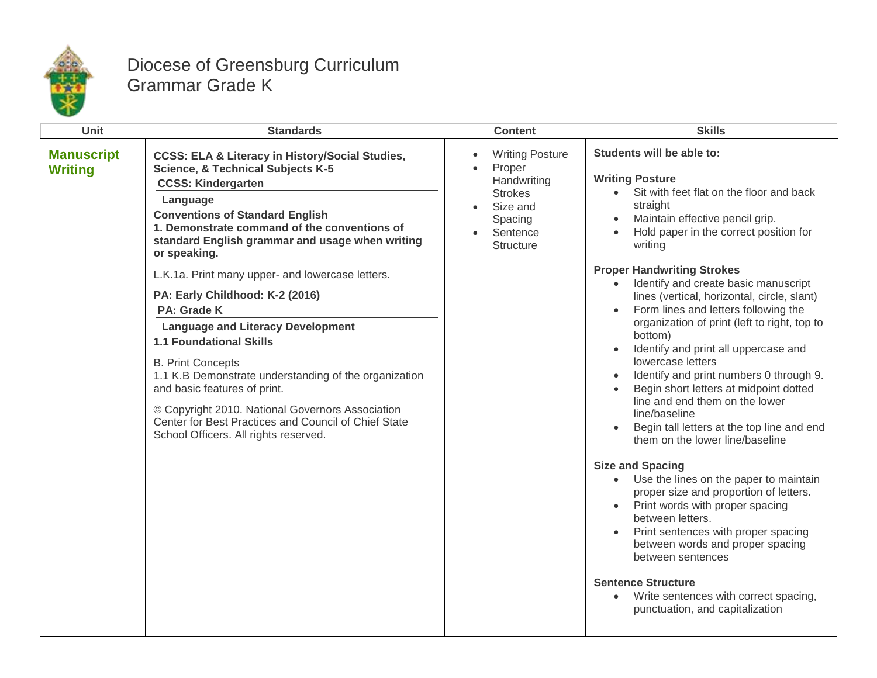# Diocese of Greensburg Curriculum
## Grammar Grade K

| Unit | Standards | Content | Skills |
|---|---|---|---|
| **Manuscript Writing** | **CCSS: ELA & Literacy in History/Social Studies, Science, & Technical Subjects K-5**<br>**CCSS: Kindergarten**<br>**Language**<br>**Conventions of Standard English**<br>**1. Demonstrate command of the conventions of standard English grammar and usage when writing or speaking.**<br><br>L.K.1a. Print many upper- and lowercase letters.<br><br>**PA: Early Childhood: K-2 (2016)**<br>**PA: Grade K**<br>**Language and Literacy Development**<br>**1.1 Foundational Skills**<br><br>B. Print Concepts<br>1.1 K.B Demonstrate understanding of the organization and basic features of print.<br><br>© Copyright 2010. National Governors Association Center for Best Practices and Council of Chief State School Officers. All rights reserved. | • Writing Posture<br>• Proper Handwriting Strokes<br>• Size and Spacing<br>• Sentence Structure | **Students will be able to:**<br><br>**Writing Posture**<br>• Sit with feet flat on the floor and back straight<br>• Maintain effective pencil grip.<br>• Hold paper in the correct position for writing<br><br>**Proper Handwriting Strokes**<br>• Identify and create basic manuscript lines (vertical, horizontal, circle, slant)<br>• Form lines and letters following the organization of print (left to right, top to bottom)<br>• Identify and print all uppercase and lowercase letters<br>• Identify and print numbers 0 through 9.<br>• Begin short letters at midpoint dotted line and end them on the lower line/baseline<br>• Begin tall letters at the top line and end them on the lower line/baseline<br><br>**Size and Spacing**<br>• Use the lines on the paper to maintain proper size and proportion of letters.<br>• Print words with proper spacing between letters.<br>• Print sentences with proper spacing between words and proper spacing between sentences<br><br>**Sentence Structure**<br>• Write sentences with correct spacing, punctuation, and capitalization |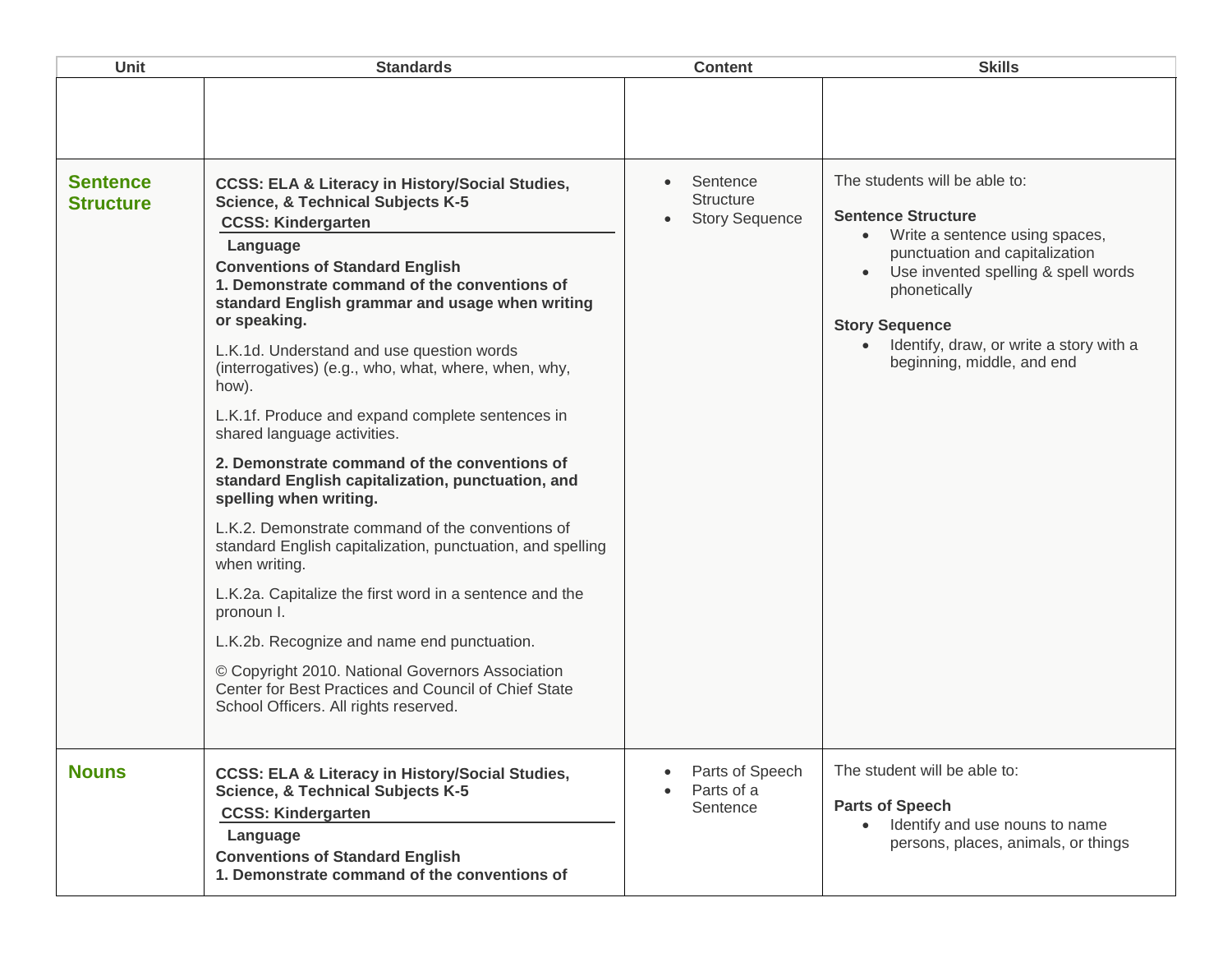| Unit | Standards | Content | Skills |
|---|---|---|---|
| | | | |
| **Sentence Structure** | **CCSS: ELA & Literacy in History/Social Studies, Science, & Technical Subjects K-5**<br>**CCSS: Kindergarten**<br>**Language**<br>**Conventions of Standard English**<br>**1. Demonstrate command of the conventions of standard English grammar and usage when writing or speaking.**<br>L.K.1d. Understand and use question words (interrogatives) (e.g., who, what, where, when, why, how).<br>L.K.1f. Produce and expand complete sentences in shared language activities.<br>**2. Demonstrate command of the conventions of standard English capitalization, punctuation, and spelling when writing.**<br>L.K.2. Demonstrate command of the conventions of standard English capitalization, punctuation, and spelling when writing.<br>L.K.2a. Capitalize the first word in a sentence and the pronoun I.<br>L.K.2b. Recognize and name end punctuation.<br>© Copyright 2010. National Governors Association Center for Best Practices and Council of Chief State School Officers. All rights reserved. | • Sentence Structure<br>• Story Sequence | The students will be able to:<br>**Sentence Structure**<br>• Write a sentence using spaces, punctuation and capitalization<br>• Use invented spelling & spell words phonetically<br>**Story Sequence**<br>• Identify, draw, or write a story with a beginning, middle, and end |
| **Nouns** | **CCSS: ELA & Literacy in History/Social Studies, Science, & Technical Subjects K-5**<br>**CCSS: Kindergarten**<br>**Language**<br>**Conventions of Standard English**<br>**1. Demonstrate command of the conventions of** | • Parts of Speech<br>• Parts of a Sentence | The student will be able to:<br>**Parts of Speech**<br>• Identify and use nouns to name persons, places, animals, or things |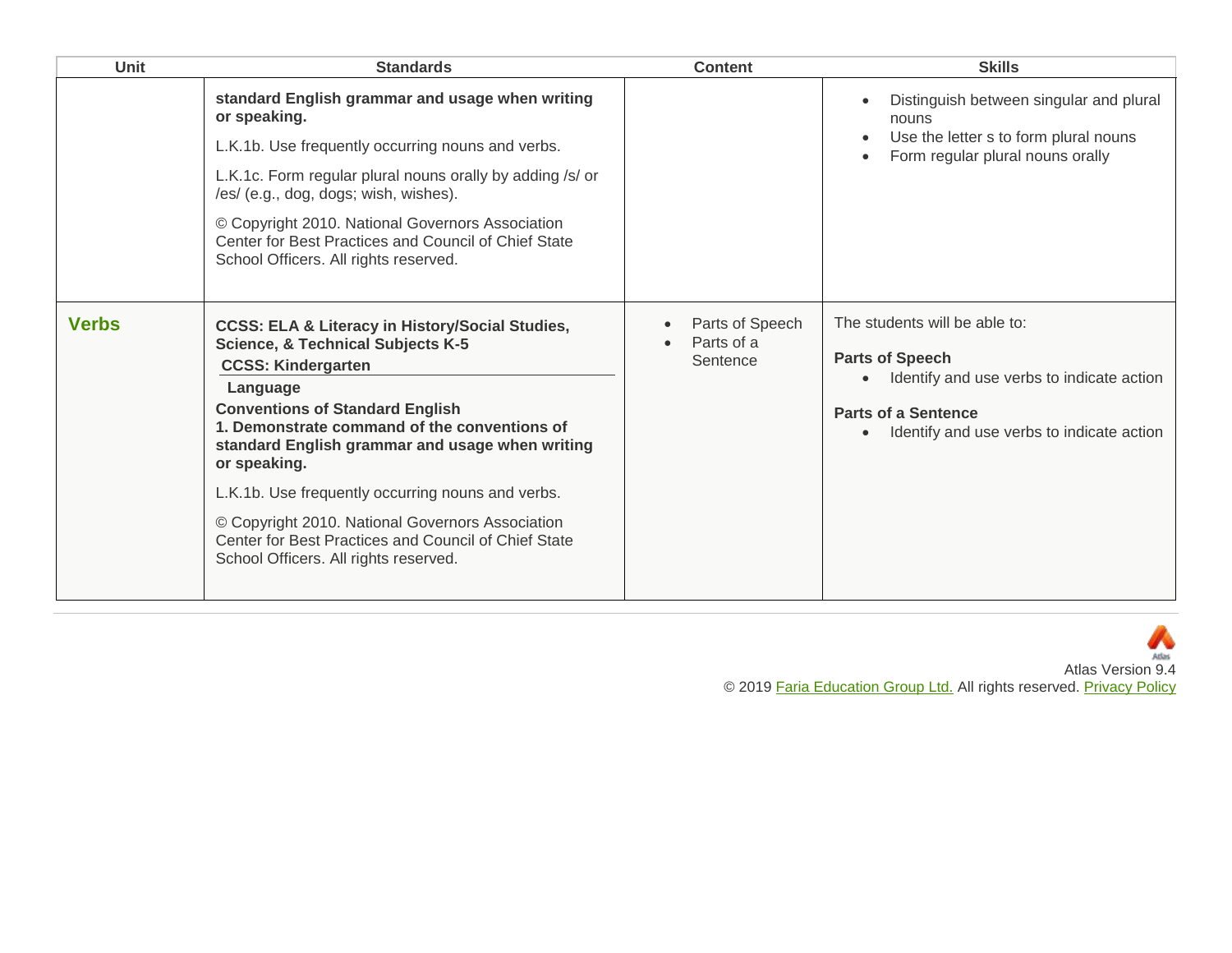| Unit | Standards | Content | Skills |
| --- | --- | --- | --- |
| | **standard English grammar and usage when writing or speaking.**<br><br>L.K.1b. Use frequently occurring nouns and verbs.<br><br>L.K.1c. Form regular plural nouns orally by adding /s/ or /es/ (e.g., dog, dogs; wish, wishes).<br><br>© Copyright 2010. National Governors Association Center for Best Practices and Council of Chief State School Officers. All rights reserved. | | • Distinguish between singular and plural nouns<br>• Use the letter s to form plural nouns<br>• Form regular plural nouns orally |
| **Verbs** | **CCSS: ELA & Literacy in History/Social Studies, Science, & Technical Subjects K-5**<br>**CCSS: Kindergarten**<br>**Language**<br>**Conventions of Standard English**<br>**1. Demonstrate command of the conventions of standard English grammar and usage when writing or speaking.**<br><br>L.K.1b. Use frequently occurring nouns and verbs.<br><br>© Copyright 2010. National Governors Association Center for Best Practices and Council of Chief State School Officers. All rights reserved. | • Parts of Speech<br>• Parts of a Sentence | The students will be able to:<br><br>**Parts of Speech**<br>• Identify and use verbs to indicate action<br><br>**Parts of a Sentence**<br>• Identify and use verbs to indicate action |

Atlas Version 9.4
© 2019 Faria Education Group Ltd. All rights reserved. Privacy Policy